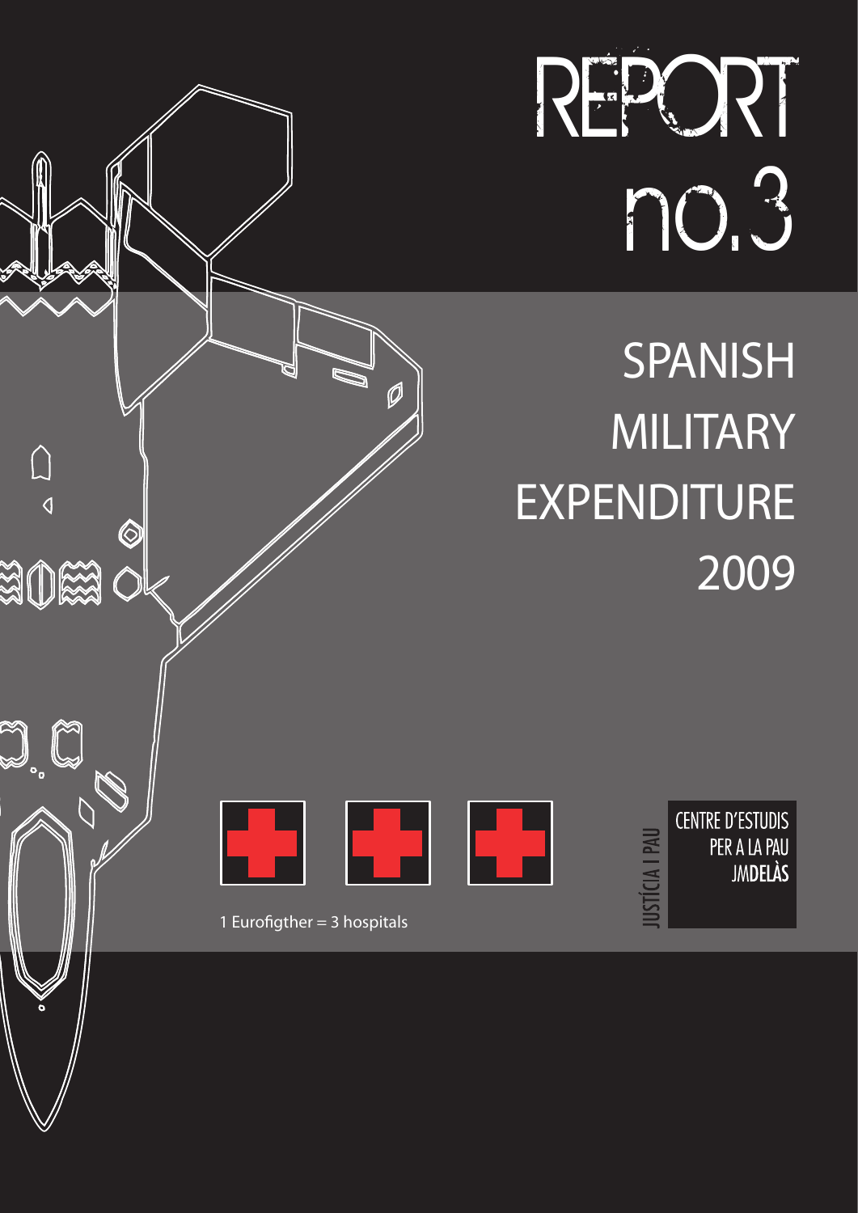# REPORT no.3

# SPANISH MILITARY EXPENDITURE 2009

1 Eurofigther = 3 hospitals

JUSTÍCIA I PAU

CENTRE D'ESTUDIS PER A LA PAU JMDELÀS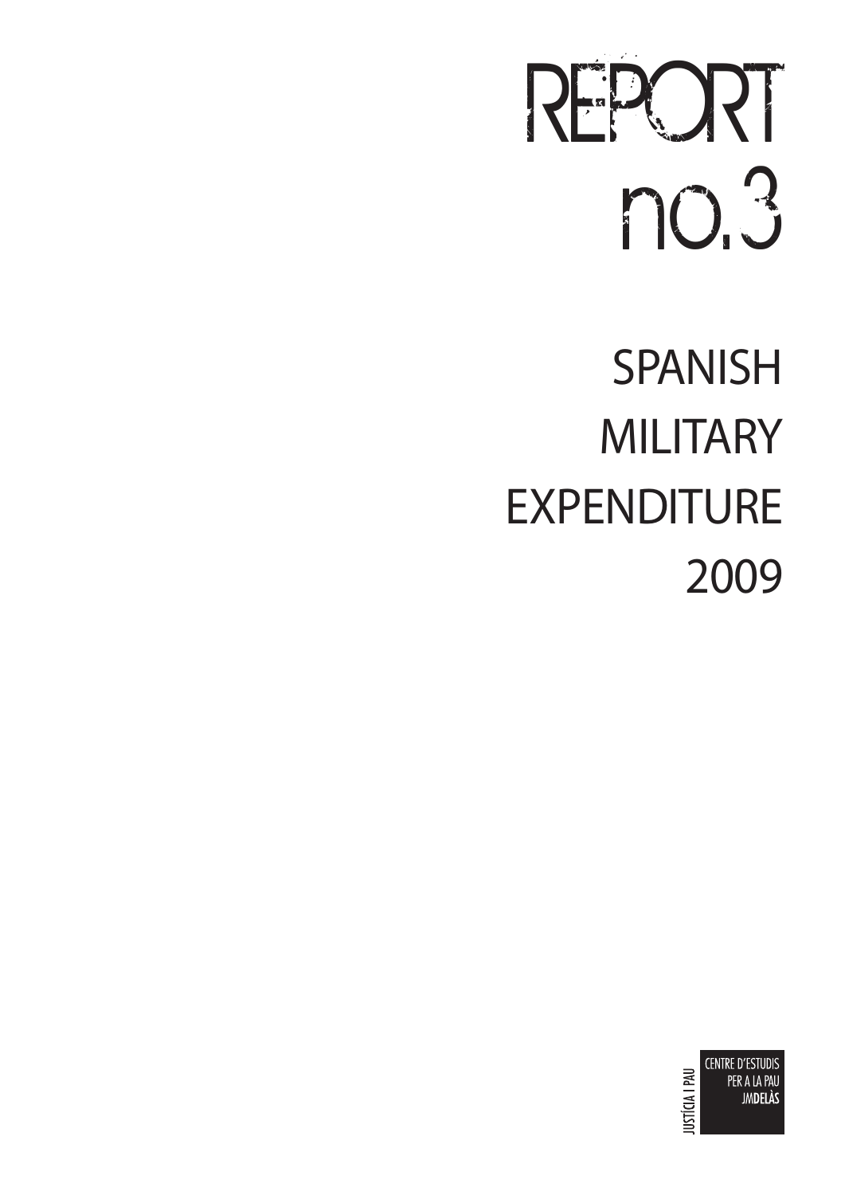# REPORT no.3

## SPANISH MILITARY EXPENDITURE 2009

JUSTÍCIA I PAU

CENTRE D'ESTUDIS PER A LA PAU JMDELÀS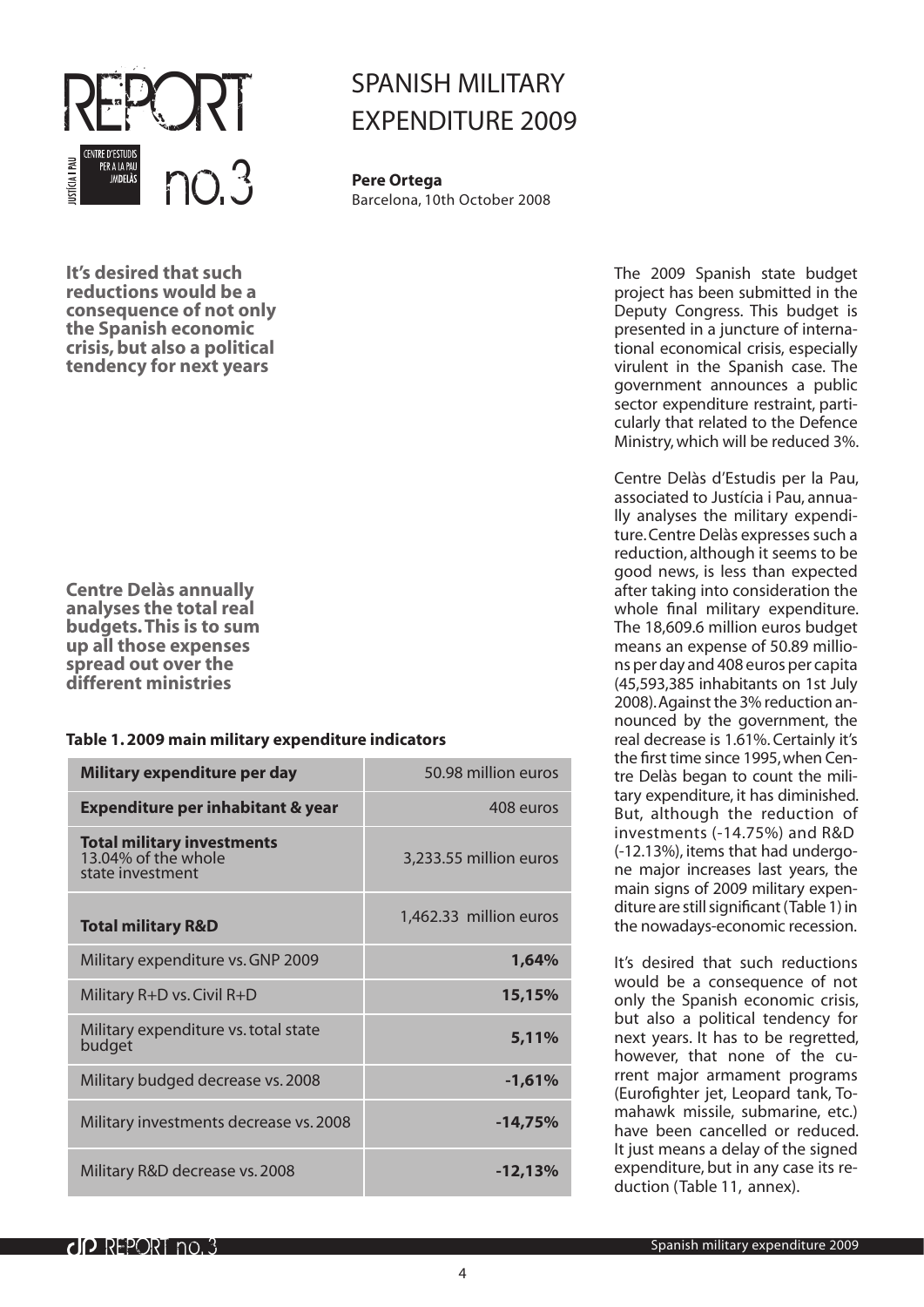# SPANISH MILITARY EXPENDITURE 2009

**Pere Ortega**
Barcelona, 10th October 2008

The 2009 Spanish state budget project has been submitted in the Deputy Congress. This budget is presented in a juncture of international economical crisis, especially virulent in the Spanish case. The government announces a public sector expenditure restraint, particularly that related to the Defence Ministry, which will be reduced 3%.

Centre Delàs d'Estudis per la Pau, associated to Justícia i Pau, annually analyses the military expenditure. Centre Delàs expresses such a reduction, although it seems to be good news, is less than expected after taking into consideration the whole final military expenditure. The 18,609.6 million euros budget means an expense of 50.89 millions per day and 408 euros per capita (45,593,385 inhabitants on 1st July 2008). Against the 3% reduction announced by the government, the real decrease is 1.61%. Certainly it's the first time since 1995, when Centre Delàs began to count the military expenditure, it has diminished. But, although the reduction of investments (-14.75%) and R&D (-12.13%), items that had undergone major increases last years, the main signs of 2009 military expenditure are still significant (Table 1) in the nowadays-economic recession.

It's desired that such reductions would be a consequence of not only the Spanish economic crisis, but also a political tendency for next years. It has to be regretted, however, that none of the current major armament programs (Eurofighter jet, Leopard tank, Tomahawk missile, submarine, etc.) have been cancelled or reduced. It just means a delay of the signed expenditure, but in any case its reduction (Table 11, annex).

**It's desired that such reductions would be a consequence of not only the Spanish economic crisis, but also a political tendency for next years**

**Centre Delàs annually analyses the total real budgets. This is to sum up all those expenses spread out over the different ministries**

**Table 1. 2009 main military expenditure indicators**

| | |
|---|---|
| **Military expenditure per day** | 50.98 million euros |
| **Expenditure per inhabitant & year** | 408 euros |
| **Total military investments** 13.04% of the whole state investment | 3,233.55 million euros |
| **Total military R&D** | 1,462.33 million euros |
| Military expenditure vs. GNP 2009 | **1,64%** |
| Military R+D vs. Civil R+D | **15,15%** |
| Military expenditure vs. total state budget | **5,11%** |
| Military budged decrease vs. 2008 | **-1,61%** |
| Military investments decrease vs. 2008 | **-14,75%** |
| Military R&D decrease vs. 2008 | **-12,13%** |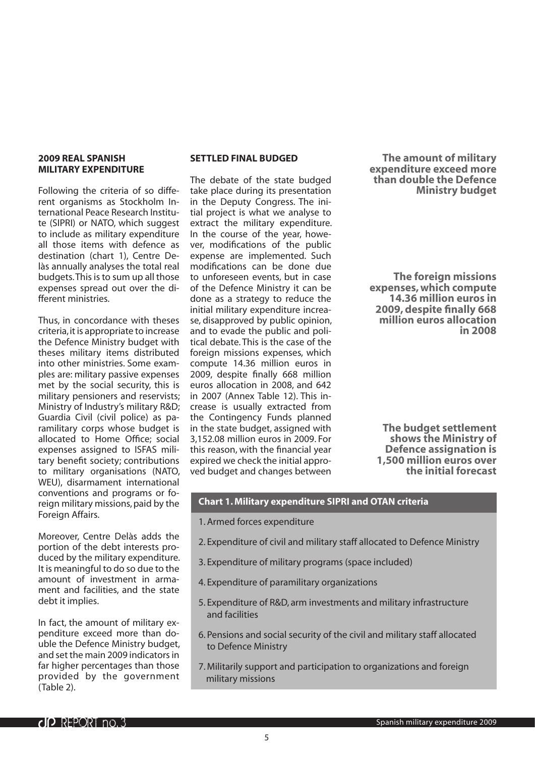## 2009 REAL SPANISH MILITARY EXPENDITURE

Following the criteria of so different organisms as Stockholm International Peace Research Institute (SIPRI) or NATO, which suggest to include as military expenditure all those items with defence as destination (chart 1), Centre Delàs annually analyses the total real budgets. This is to sum up all those expenses spread out over the different ministries.

Thus, in concordance with theses criteria, it is appropriate to increase the Defence Ministry budget with theses military items distributed into other ministries. Some examples are: military passive expenses met by the social security, this is military pensioners and reservists; Ministry of Industry's military R&D; Guardia Civil (civil police) as paramilitary corps whose budget is allocated to Home Office; social expenses assigned to ISFAS military benefit society; contributions to military organisations (NATO, WEU), disarmament international conventions and programs or foreign military missions, paid by the Foreign Affairs.

Moreover, Centre Delàs adds the portion of the debt interests produced by the military expenditure. It is meaningful to do so due to the amount of investment in armament and facilities, and the state debt it implies.

In fact, the amount of military expenditure exceed more than double the Defence Ministry budget, and set the main 2009 indicators in far higher percentages than those provided by the government (Table 2).

## SETTLED FINAL BUDGED

The debate of the state budged take place during its presentation in the Deputy Congress. The initial project is what we analyse to extract the military expenditure. In the course of the year, however, modifications of the public expense are implemented. Such modifications can be done due to unforeseen events, but in case of the Defence Ministry it can be done as a strategy to reduce the initial military expenditure increase, disapproved by public opinion, and to evade the public and political debate. This is the case of the foreign missions expenses, which compute 14.36 million euros in 2009, despite finally 668 million euros allocation in 2008, and 642 in 2007 (Annex Table 12). This increase is usually extracted from the Contingency Funds planned in the state budget, assigned with 3,152.08 million euros in 2009. For this reason, with the financial year expired we check the initial approved budget and changes between

**The amount of military expenditure exceed more than double the Defence Ministry budget**

**The foreign missions expenses, which compute 14.36 million euros in 2009, despite finally 668 million euros allocation in 2008**

**The budget settlement shows the Ministry of Defence assignation is 1,500 million euros over the initial forecast**

**Chart 1. Military expenditure SIPRI and OTAN criteria**

1. Armed forces expenditure
2. Expenditure of civil and military staff allocated to Defence Ministry
3. Expenditure of military programs (space included)
4. Expenditure of paramilitary organizations
5. Expenditure of R&D, arm investments and military infrastructure and facilities
6. Pensions and social security of the civil and military staff allocated to Defence Ministry
7. Militarily support and participation to organizations and foreign military missions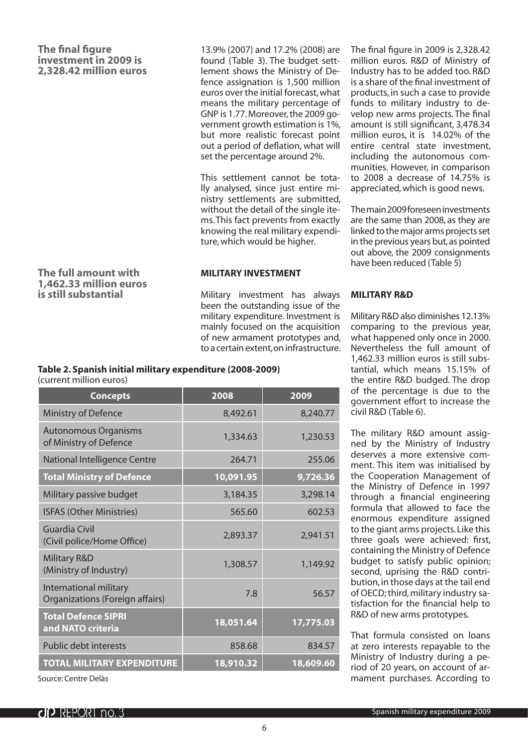**The final figure investment in 2009 is 2,328.42 million euros**

13.9% (2007) and 17.2% (2008) are found (Table 3). The budget settlement shows the Ministry of Defence assignation is 1,500 million euros over the initial forecast, what means the military percentage of GNP is 1.77. Moreover, the 2009 government growth estimation is 1%, but more realistic forecast point out a period of deflation, what will set the percentage around 2%.

This settlement cannot be totally analysed, since just entire ministry settlements are submitted, without the detail of the single items. This fact prevents from exactly knowing the real military expenditure, which would be higher.

## MILITARY INVESTMENT

Military investment has always been the outstanding issue of the military expenditure. Investment is mainly focused on the acquisition of new armament prototypes and, to a certain extent, on infrastructure.

**Table 2. Spanish initial military expenditure (2008-2009)**
(current million euros)

| Concepts | 2008 | 2009 |
|---|---|---|
| Ministry of Defence | 8,492.61 | 8,240.77 |
| Autonomous Organisms of Ministry of Defence | 1,334.63 | 1,230.53 |
| National Intelligence Centre | 264.71 | 255.06 |
| **Total Ministry of Defence** | **10,091.95** | **9,726.36** |
| Military passive budget | 3,184.35 | 3,298.14 |
| ISFAS (Other Ministries) | 565.60 | 602.53 |
| Guardia Civil (Civil police/Home Office) | 2,893.37 | 2,941.51 |
| Military R&D (Ministry of Industry) | 1,308.57 | 1,149.92 |
| International military Organizations (Foreign affairs) | 7.8 | 56.57 |
| **Total Defence SIPRI and NATO criteria** | **18,051.64** | **17,775.03** |
| Public debt interests | 858.68 | 834.57 |
| **TOTAL MILITARY EXPENDITURE** | **18,910.32** | **18,609.60** |

Source: Centre Delàs

The final figure in 2009 is 2,328.42 million euros. R&D of Ministry of Industry has to be added too. R&D is a share of the final investment of products, in such a case to provide funds to military industry to develop new arms projects. The final amount is still significant, 3,478.34 million euros, it is 14.02% of the entire central state investment, including the autonomous communities. However, in comparison to 2008 a decrease of 14.75% is appreciated, which is good news.

The main 2009 foreseen investments are the same than 2008, as they are linked to the major arms projects set in the previous years but, as pointed out above, the 2009 consignments have been reduced (Table 5)

**The full amount with 1,462.33 million euros is still substantial**

## MILITARY R&D

Military R&D also diminishes 12.13% comparing to the previous year, what happened only once in 2000. Nevertheless the full amount of 1,462.33 million euros is still substantial, which means 15.15% of the entire R&D budged. The drop of the percentage is due to the government effort to increase the civil R&D (Table 6).

The military R&D amount assigned by the Ministry of Industry deserves a more extensive comment. This item was initialised by the Cooperation Management of the Ministry of Defence in 1997 through a financial engineering formula that allowed to face the enormous expenditure assigned to the giant arms projects. Like this three goals were achieved: first, containing the Ministry of Defence budget to satisfy public opinion; second, uprising the R&D contribution, in those days at the tail end of OECD; third, military industry satisfaction for the financial help to R&D of new arms prototypes.

That formula consisted on loans at zero interests repayable to the Ministry of Industry during a period of 20 years, on account of armament purchases. According to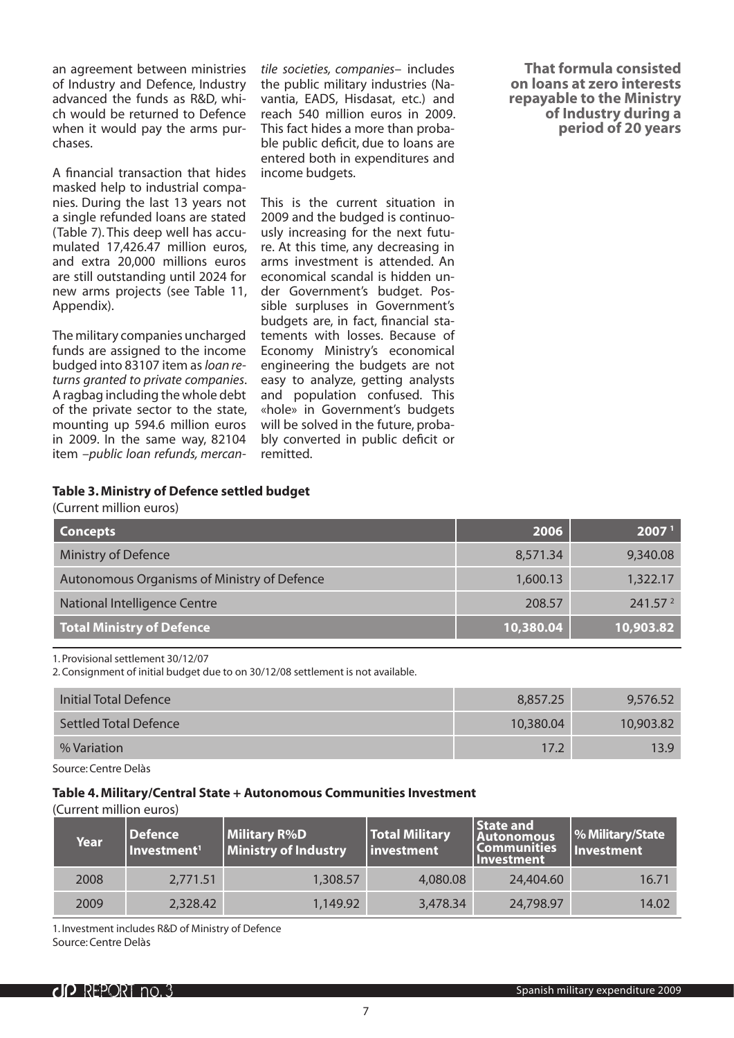an agreement between ministries of Industry and Defence, Industry advanced the funds as R&D, which would be returned to Defence when it would pay the arms purchases.

A financial transaction that hides masked help to industrial companies. During the last 13 years not a single refunded loans are stated (Table 7). This deep well has accumulated 17,426.47 million euros, and extra 20,000 millions euros are still outstanding until 2024 for new arms projects (see Table 11, Appendix).

The military companies uncharged funds are assigned to the income budged into 83107 item as *loan returns granted to private companies*. A ragbag including the whole debt of the private sector to the state, mounting up 594.6 million euros in 2009. In the same way, 82104 item –*public loan refunds, mercantile societies, companies*– includes the public military industries (Navantia, EADS, Hisdasat, etc.) and reach 540 million euros in 2009. This fact hides a more than probable public deficit, due to loans are entered both in expenditures and income budgets.

This is the current situation in 2009 and the budged is continuously increasing for the next future. At this time, any decreasing in arms investment is attended. An economical scandal is hidden under Government's budget. Possible surpluses in Government's budgets are, in fact, financial statements with losses. Because of Economy Ministry's economical engineering the budgets are not easy to analyze, getting analysts and population confused. This «hole» in Government's budgets will be solved in the future, probably converted in public deficit or remitted.

**That formula consisted on loans at zero interests repayable to the Ministry of Industry during a period of 20 years**

**Table 3. Ministry of Defence settled budget**

(Current million euros)

| Concepts | 2006 | 2007 [1] |
|---|---|---|
| Ministry of Defence | 8,571.34 | 9,340.08 |
| Autonomous Organisms of Ministry of Defence | 1,600.13 | 1,322.17 |
| National Intelligence Centre | 208.57 | 241.57 [2] |
| **Total Ministry of Defence** | **10,380.04** | **10,903.82** |

1. Provisional settlement 30/12/07
2. Consignment of initial budget due to on 30/12/08 settlement is not available.

| | 2006 | 2007 |
|---|---|---|
| Initial Total Defence | 8,857.25 | 9,576.52 |
| Settled Total Defence | 10,380.04 | 10,903.82 |
| % Variation | 17.2 | 13.9 |

Source: Centre Delàs

**Table 4. Military/Central State + Autonomous Communities Investment**

(Current million euros)

| Year | Defence Investment[1] | Military R%D Ministry of Industry | Total Military investment | State and Autonomous Communities Investment | % Military/State Investment |
|---|---|---|---|---|---|
| 2008 | 2,771.51 | 1,308.57 | 4,080.08 | 24,404.60 | 16.71 |
| 2009 | 2,328.42 | 1,149.92 | 3,478.34 | 24,798.97 | 14.02 |

1. Investment includes R&D of Ministry of Defence

Source: Centre Delàs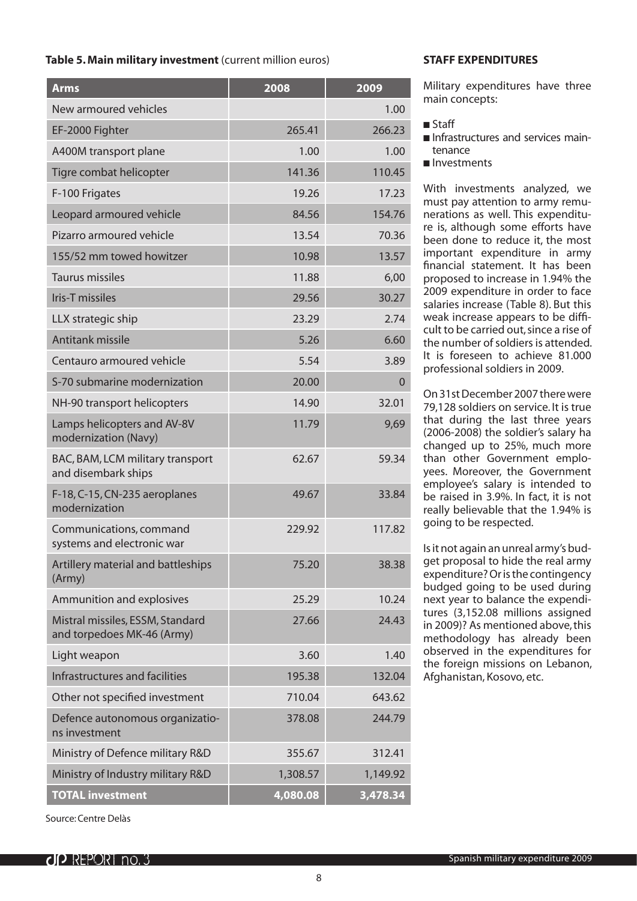**Table 5. Main military investment** (current million euros)

| Arms | 2008 | 2009 |
|---|---|---|
| New armoured vehicles | | 1.00 |
| EF-2000 Fighter | 265.41 | 266.23 |
| A400M transport plane | 1.00 | 1.00 |
| Tigre combat helicopter | 141.36 | 110.45 |
| F-100 Frigates | 19.26 | 17.23 |
| Leopard armoured vehicle | 84.56 | 154.76 |
| Pizarro armoured vehicle | 13.54 | 70.36 |
| 155/52 mm towed howitzer | 10.98 | 13.57 |
| Taurus missiles | 11.88 | 6,00 |
| Iris-T missiles | 29.56 | 30.27 |
| LLX strategic ship | 23.29 | 2.74 |
| Antitank missile | 5.26 | 6.60 |
| Centauro armoured vehicle | 5.54 | 3.89 |
| S-70 submarine modernization | 20.00 | 0 |
| NH-90 transport helicopters | 14.90 | 32.01 |
| Lamps helicopters and AV-8V modernization (Navy) | 11.79 | 9,69 |
| BAC, BAM, LCM military transport and disembark ships | 62.67 | 59.34 |
| F-18, C-15, CN-235 aeroplanes modernization | 49.67 | 33.84 |
| Communications, command systems and electronic war | 229.92 | 117.82 |
| Artillery material and battleships (Army) | 75.20 | 38.38 |
| Ammunition and explosives | 25.29 | 10.24 |
| Mistral missiles, ESSM, Standard and torpedoes MK-46 (Army) | 27.66 | 24.43 |
| Light weapon | 3.60 | 1.40 |
| Infrastructures and facilities | 195.38 | 132.04 |
| Other not specified investment | 710.04 | 643.62 |
| Defence autonomous organizations investment | 378.08 | 244.79 |
| Ministry of Defence military R&D | 355.67 | 312.41 |
| Ministry of Industry military R&D | 1,308.57 | 1,149.92 |
| **TOTAL investment** | **4,080.08** | **3,478.34** |

Source: Centre Delàs

### STAFF EXPENDITURES

Military expenditures have three main concepts:

- Staff
- Infrastructures and services maintenance
- Investments

With investments analyzed, we must pay attention to army remunerations as well. This expenditure is, although some efforts have been done to reduce it, the most important expenditure in army financial statement. It has been proposed to increase in 1.94% the 2009 expenditure in order to face salaries increase (Table 8). But this weak increase appears to be difficult to be carried out, since a rise of the number of soldiers is attended. It is foreseen to achieve 81.000 professional soldiers in 2009.

On 31st December 2007 there were 79,128 soldiers on service. It is true that during the last three years (2006-2008) the soldier's salary ha changed up to 25%, much more than other Government employees. Moreover, the Government employee's salary is intended to be raised in 3.9%. In fact, it is not really believable that the 1.94% is going to be respected.

Is it not again an unreal army's budget proposal to hide the real army expenditure? Or is the contingency budged going to be used during next year to balance the expenditures (3,152.08 millions assigned in 2009)? As mentioned above, this methodology has already been observed in the expenditures for the foreign missions on Lebanon, Afghanistan, Kosovo, etc.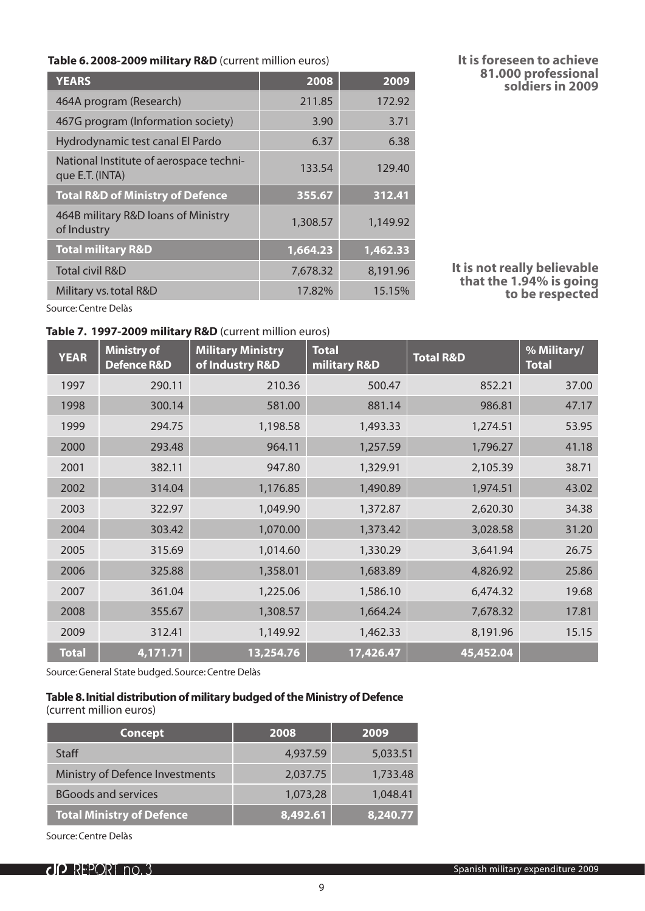**Table 6. 2008-2009 military R&D** (current million euros)

| YEARS | 2008 | 2009 |
|---|---|---|
| 464A program (Research) | 211.85 | 172.92 |
| 467G program (Information society) | 3.90 | 3.71 |
| Hydrodynamic test canal El Pardo | 6.37 | 6.38 |
| National Institute of aerospace technique E.T. (INTA) | 133.54 | 129.40 |
| **Total R&D of Ministry of Defence** | **355.67** | **312.41** |
| 464B military R&D loans of Ministry of Industry | 1,308.57 | 1,149.92 |
| **Total military R&D** | **1,664.23** | **1,462.33** |
| Total civil R&D | 7,678.32 | 8,191.96 |
| Military vs. total R&D | 17.82% | 15.15% |

Source: Centre Delàs

**It is foreseen to achieve 81.000 professional soldiers in 2009**

**It is not really believable that the 1.94% is going to be respected**

**Table 7. 1997-2009 military R&D** (current million euros)

| YEAR | Ministry of Defence R&D | Military Ministry of Industry R&D | Total military R&D | Total R&D | % Military/ Total |
|---|---|---|---|---|---|
| 1997 | 290.11 | 210.36 | 500.47 | 852.21 | 37.00 |
| 1998 | 300.14 | 581.00 | 881.14 | 986.81 | 47.17 |
| 1999 | 294.75 | 1,198.58 | 1,493.33 | 1,274.51 | 53.95 |
| 2000 | 293.48 | 964.11 | 1,257.59 | 1,796.27 | 41.18 |
| 2001 | 382.11 | 947.80 | 1,329.91 | 2,105.39 | 38.71 |
| 2002 | 314.04 | 1,176.85 | 1,490.89 | 1,974.51 | 43.02 |
| 2003 | 322.97 | 1,049.90 | 1,372.87 | 2,620.30 | 34.38 |
| 2004 | 303.42 | 1,070.00 | 1,373.42 | 3,028.58 | 31.20 |
| 2005 | 315.69 | 1,014.60 | 1,330.29 | 3,641.94 | 26.75 |
| 2006 | 325.88 | 1,358.01 | 1,683.89 | 4,826.92 | 25.86 |
| 2007 | 361.04 | 1,225.06 | 1,586.10 | 6,474.32 | 19.68 |
| 2008 | 355.67 | 1,308.57 | 1,664.24 | 7,678.32 | 17.81 |
| 2009 | 312.41 | 1,149.92 | 1,462.33 | 8,191.96 | 15.15 |
| **Total** | **4,171.71** | **13,254.76** | **17,426.47** | **45,452.04** | |

Source: General State budged. Source: Centre Delàs

**Table 8. Initial distribution of military budged of the Ministry of Defence** (current million euros)

| Concept | 2008 | 2009 |
|---|---|---|
| Staff | 4,937.59 | 5,033.51 |
| Ministry of Defence Investments | 2,037.75 | 1,733.48 |
| BGoods and services | 1,073,28 | 1,048.41 |
| **Total Ministry of Defence** | **8,492.61** | **8,240.77** |

Source: Centre Delàs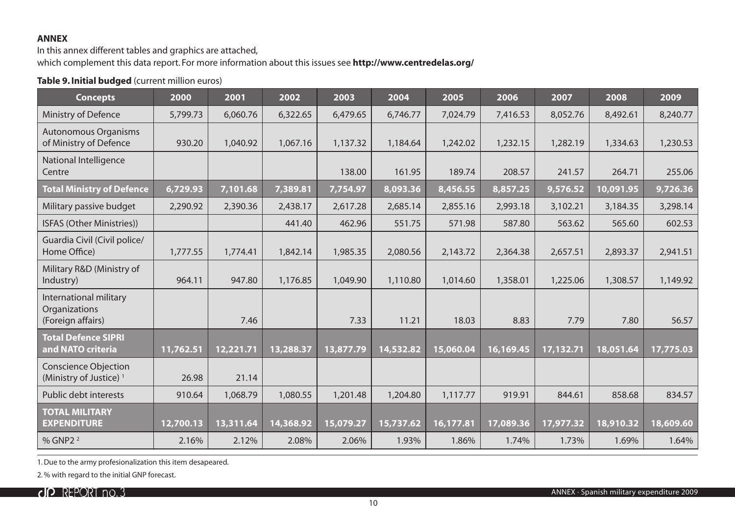**ANNEX**

In this annex different tables and graphics are attached,
which complement this data report. For more information about this issues see **http://www.centredelas.org/**

**Table 9. Initial budged** (current million euros)

| Concepts | 2000 | 2001 | 2002 | 2003 | 2004 | 2005 | 2006 | 2007 | 2008 | 2009 |
|---|---|---|---|---|---|---|---|---|---|---|
| Ministry of Defence | 5,799.73 | 6,060.76 | 6,322.65 | 6,479.65 | 6,746.77 | 7,024.79 | 7,416.53 | 8,052.76 | 8,492.61 | 8,240.77 |
| Autonomous Organisms of Ministry of Defence | 930.20 | 1,040.92 | 1,067.16 | 1,137.32 | 1,184.64 | 1,242.02 | 1,232.15 | 1,282.19 | 1,334.63 | 1,230.53 |
| National Intelligence Centre | | | | 138.00 | 161.95 | 189.74 | 208.57 | 241.57 | 264.71 | 255.06 |
| **Total Ministry of Defence** | **6,729.93** | **7,101.68** | **7,389.81** | **7,754.97** | **8,093.36** | **8,456.55** | **8,857.25** | **9,576.52** | **10,091.95** | **9,726.36** |
| Military passive budget | 2,290.92 | 2,390.36 | 2,438.17 | 2,617.28 | 2,685.14 | 2,855.16 | 2,993.18 | 3,102.21 | 3,184.35 | 3,298.14 |
| ISFAS (Other Ministries)) | | | 441.40 | 462.96 | 551.75 | 571.98 | 587.80 | 563.62 | 565.60 | 602.53 |
| Guardia Civil (Civil police/ Home Office) | 1,777.55 | 1,774.41 | 1,842.14 | 1,985.35 | 2,080.56 | 2,143.72 | 2,364.38 | 2,657.51 | 2,893.37 | 2,941.51 |
| Military R&D (Ministry of Industry) | 964.11 | 947.80 | 1,176.85 | 1,049.90 | 1,110.80 | 1,014.60 | 1,358.01 | 1,225.06 | 1,308.57 | 1,149.92 |
| International military Organizations (Foreign affairs) | | 7.46 | | 7.33 | 11.21 | 18.03 | 8.83 | 7.79 | 7.80 | 56.57 |
| **Total Defence SIPRI and NATO criteria** | **11,762.51** | **12,221.71** | **13,288.37** | **13,877.79** | **14,532.82** | **15,060.04** | **16,169.45** | **17,132.71** | **18,051.64** | **17,775.03** |
| Conscience Objection (Ministry of Justice) [1] | 26.98 | 21.14 | | | | | | | | |
| Public debt interests | 910.64 | 1,068.79 | 1,080.55 | 1,201.48 | 1,204.80 | 1,117.77 | 919.91 | 844.61 | 858.68 | 834.57 |
| **TOTAL MILITARY EXPENDITURE** | **12,700.13** | **13,311.64** | **14,368.92** | **15,079.27** | **15,737.62** | **16,177.81** | **17,089.36** | **17,977.32** | **18,910.32** | **18,609.60** |
| % GNP2 [2] | 2.16% | 2.12% | 2.08% | 2.06% | 1.93% | 1.86% | 1.74% | 1.73% | 1.69% | 1.64% |

1. Due to the army profesionalization this item desapeared.

2. % with regard to the initial GNP forecast.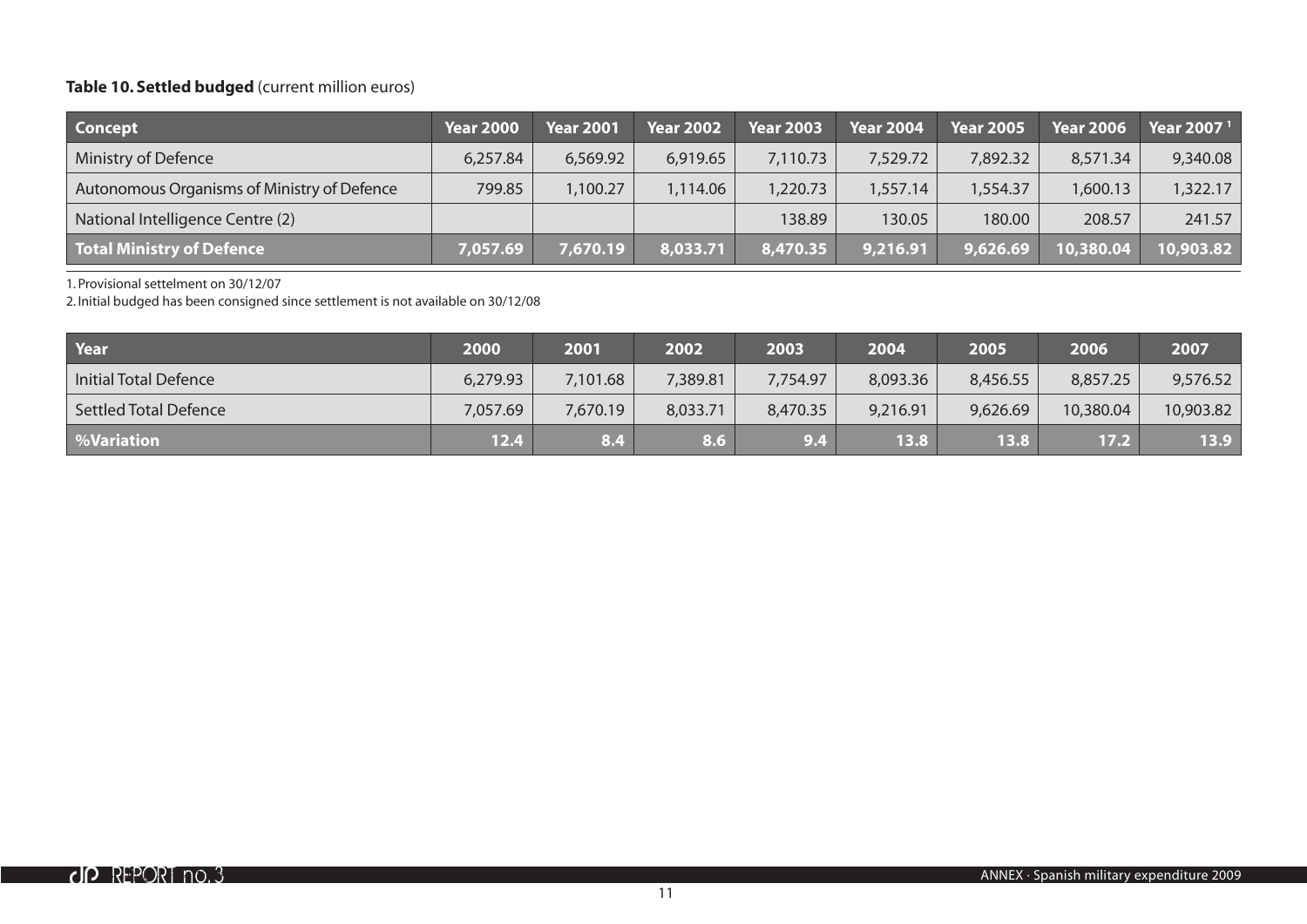**Table 10. Settled budged** (current million euros)

| Concept | Year 2000 | Year 2001 | Year 2002 | Year 2003 | Year 2004 | Year 2005 | Year 2006 | Year 2007 [1] |
|---|---|---|---|---|---|---|---|---|
| Ministry of Defence | 6,257.84 | 6,569.92 | 6,919.65 | 7,110.73 | 7,529.72 | 7,892.32 | 8,571.34 | 9,340.08 |
| Autonomous Organisms of Ministry of Defence | 799.85 | 1,100.27 | 1,114.06 | 1,220.73 | 1,557.14 | 1,554.37 | 1,600.13 | 1,322.17 |
| National Intelligence Centre (2) | | | | 138.89 | 130.05 | 180.00 | 208.57 | 241.57 |
| **Total Ministry of Defence** | **7,057.69** | **7,670.19** | **8,033.71** | **8,470.35** | **9,216.91** | **9,626.69** | **10,380.04** | **10,903.82** |

1. Provisional settelment on 30/12/07
2. Initial budged has been consigned since settlement is not available on 30/12/08

| Year | 2000 | 2001 | 2002 | 2003 | 2004 | 2005 | 2006 | 2007 |
|---|---|---|---|---|---|---|---|---|
| Initial Total Defence | 6,279.93 | 7,101.68 | 7,389.81 | 7,754.97 | 8,093.36 | 8,456.55 | 8,857.25 | 9,576.52 |
| Settled Total Defence | 7,057.69 | 7,670.19 | 8,033.71 | 8,470.35 | 9,216.91 | 9,626.69 | 10,380.04 | 10,903.82 |
| **%Variation** | **12.4** | **8.4** | **8.6** | **9.4** | **13.8** | **13.8** | **17.2** | **13.9** |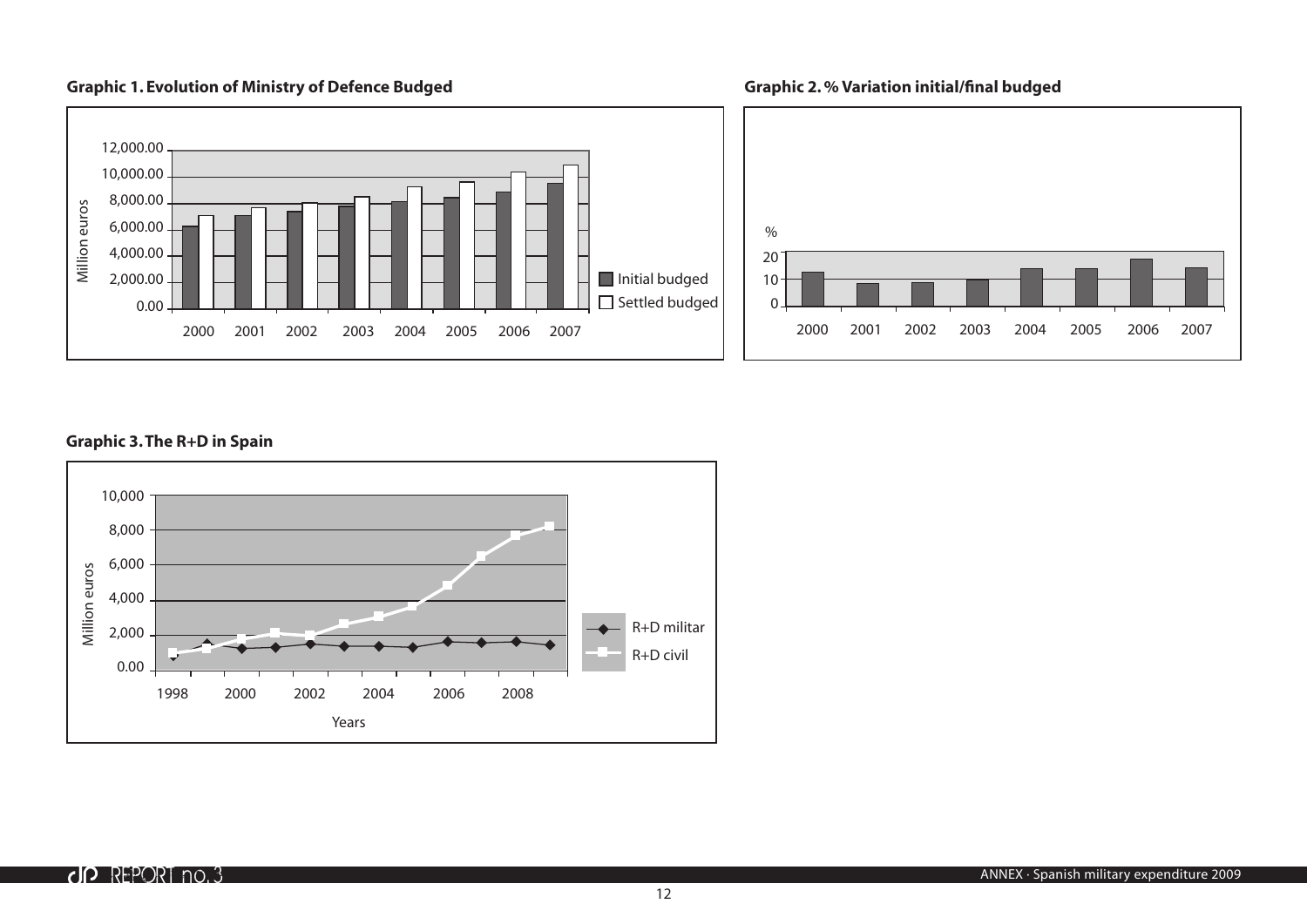**Graphic 1. Evolution of Ministry of Defence Budged**

**Graphic 2. % Variation initial/final budged**

**Graphic 3. The R+D in Spain**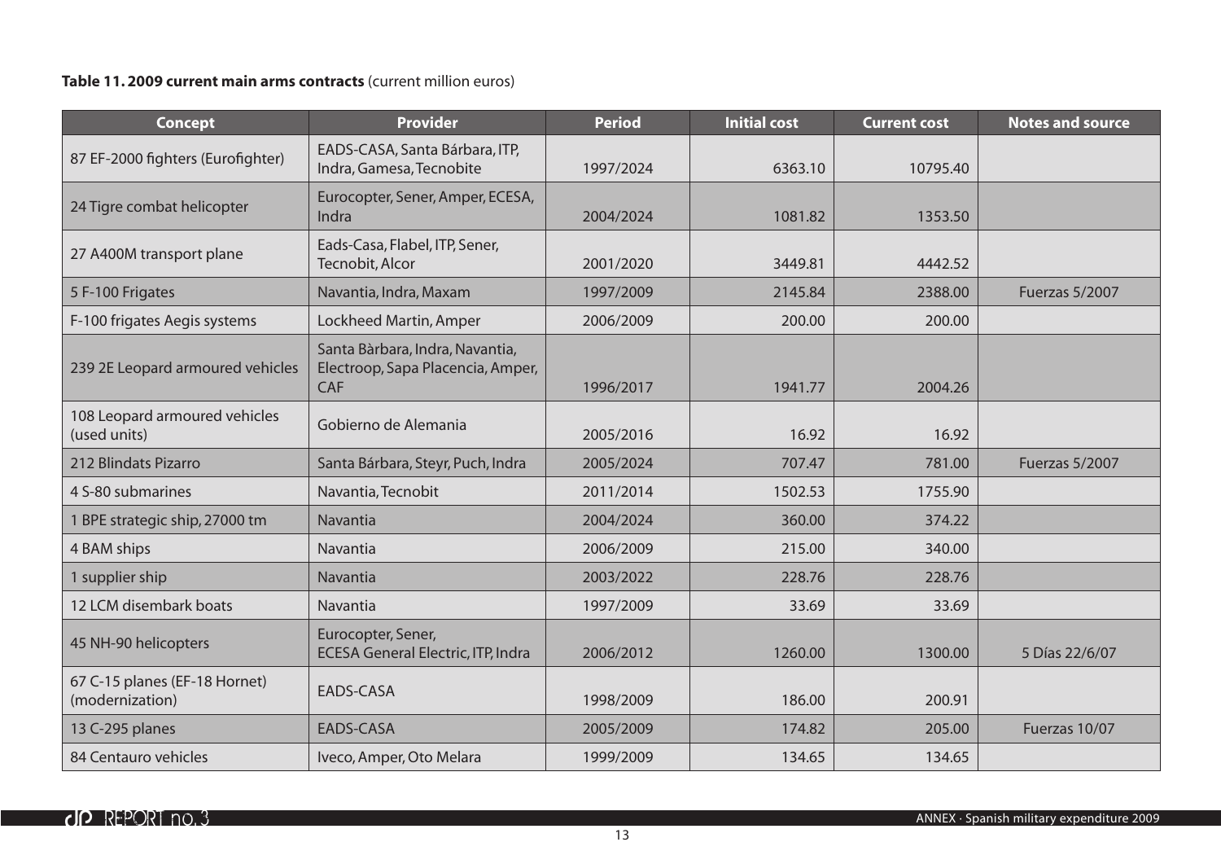**Table 11. 2009 current main arms contracts** (current million euros)

| Concept | Provider | Period | Initial cost | Current cost | Notes and source |
|---|---|---|---|---|---|
| 87 EF-2000 fighters (Eurofighter) | EADS-CASA, Santa Bárbara, ITP, Indra, Gamesa, Tecnobite | 1997/2024 | 6363.10 | 10795.40 | |
| 24 Tigre combat helicopter | Eurocopter, Sener, Amper, ECESA, Indra | 2004/2024 | 1081.82 | 1353.50 | |
| 27 A400M transport plane | Eads-Casa, Flabel, ITP, Sener, Tecnobit, Alcor | 2001/2020 | 3449.81 | 4442.52 | |
| 5 F-100 Frigates | Navantia, Indra, Maxam | 1997/2009 | 2145.84 | 2388.00 | Fuerzas 5/2007 |
| F-100 frigates Aegis systems | Lockheed Martin, Amper | 2006/2009 | 200.00 | 200.00 | |
| 239 2E Leopard armoured vehicles | Santa Bàrbara, Indra, Navantia, Electroop, Sapa Placencia, Amper, CAF | 1996/2017 | 1941.77 | 2004.26 | |
| 108 Leopard armoured vehicles (used units) | Gobierno de Alemania | 2005/2016 | 16.92 | 16.92 | |
| 212 Blindats Pizarro | Santa Bárbara, Steyr, Puch, Indra | 2005/2024 | 707.47 | 781.00 | Fuerzas 5/2007 |
| 4 S-80 submarines | Navantia, Tecnobit | 2011/2014 | 1502.53 | 1755.90 | |
| 1 BPE strategic ship, 27000 tm | Navantia | 2004/2024 | 360.00 | 374.22 | |
| 4 BAM ships | Navantia | 2006/2009 | 215.00 | 340.00 | |
| 1 supplier ship | Navantia | 2003/2022 | 228.76 | 228.76 | |
| 12 LCM disembark boats | Navantia | 1997/2009 | 33.69 | 33.69 | |
| 45 NH-90 helicopters | Eurocopter, Sener, ECESA General Electric, ITP, Indra | 2006/2012 | 1260.00 | 1300.00 | 5 Días 22/6/07 |
| 67 C-15 planes (EF-18 Hornet) (modernization) | EADS-CASA | 1998/2009 | 186.00 | 200.91 | |
| 13 C-295 planes | EADS-CASA | 2005/2009 | 174.82 | 205.00 | Fuerzas 10/07 |
| 84 Centauro vehicles | Iveco, Amper, Oto Melara | 1999/2009 | 134.65 | 134.65 | |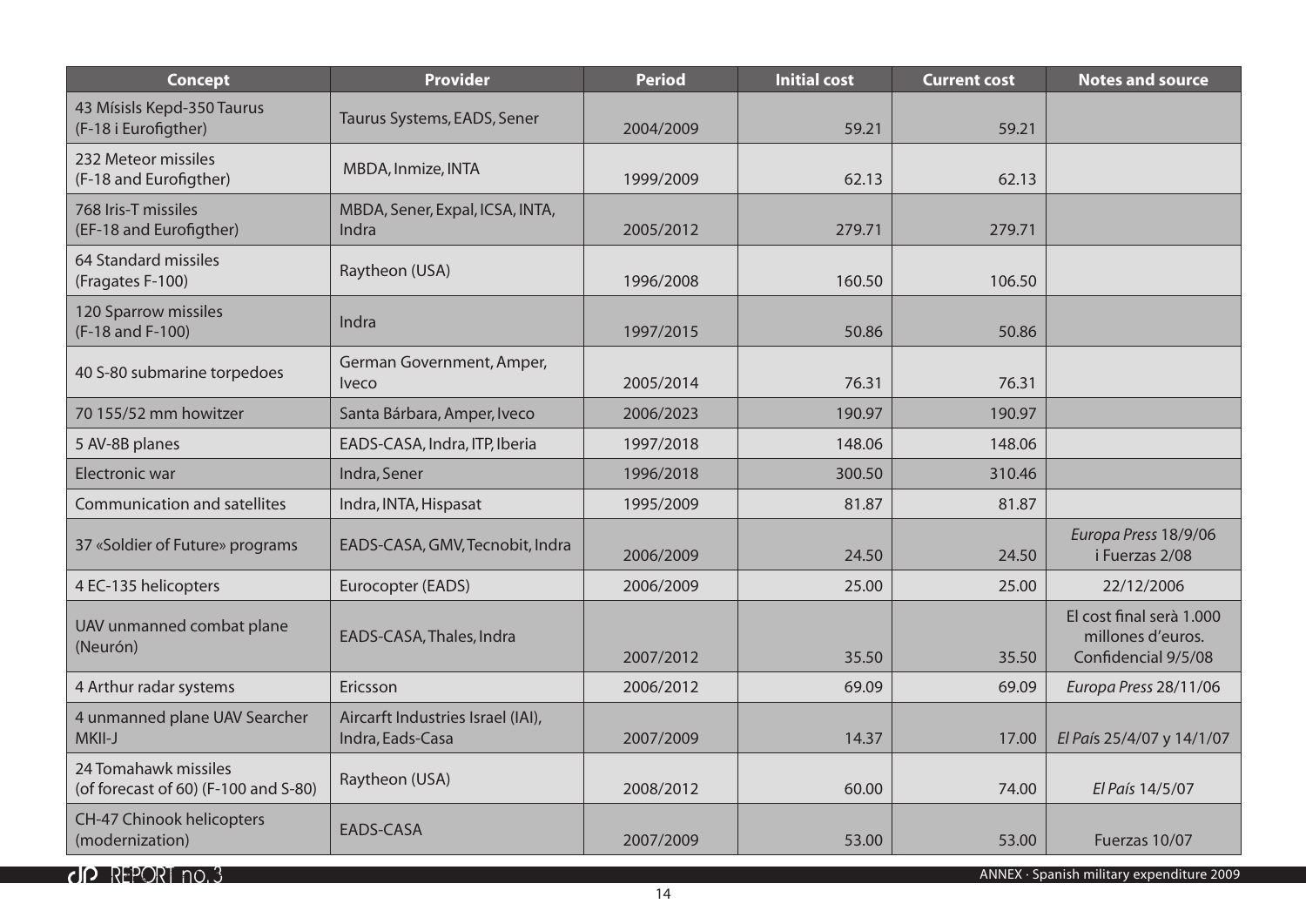| Concept | Provider | Period | Initial cost | Current cost | Notes and source |
|---|---|---|---|---|---|
| 43 Mísisls Kepd-350 Taurus (F-18 i Eurofigther) | Taurus Systems, EADS, Sener | 2004/2009 | 59.21 | 59.21 | |
| 232 Meteor missiles (F-18 and Eurofigther) | MBDA, Inmize, INTA | 1999/2009 | 62.13 | 62.13 | |
| 768 Iris-T missiles (EF-18 and Eurofigther) | MBDA, Sener, Expal, ICSA, INTA, Indra | 2005/2012 | 279.71 | 279.71 | |
| 64 Standard missiles (Fragates F-100) | Raytheon (USA) | 1996/2008 | 160.50 | 106.50 | |
| 120 Sparrow missiles (F-18 and F-100) | Indra | 1997/2015 | 50.86 | 50.86 | |
| 40 S-80 submarine torpedoes | German Government, Amper, Iveco | 2005/2014 | 76.31 | 76.31 | |
| 70 155/52 mm howitzer | Santa Bárbara, Amper, Iveco | 2006/2023 | 190.97 | 190.97 | |
| 5 AV-8B planes | EADS-CASA, Indra, ITP, Iberia | 1997/2018 | 148.06 | 148.06 | |
| Electronic war | Indra, Sener | 1996/2018 | 300.50 | 310.46 | |
| Communication and satellites | Indra, INTA, Hispasat | 1995/2009 | 81.87 | 81.87 | |
| 37 «Soldier of Future» programs | EADS-CASA, GMV, Tecnobit, Indra | 2006/2009 | 24.50 | 24.50 | *Europa Press* 18/9/06 i Fuerzas 2/08 |
| 4 EC-135 helicopters | Eurocopter (EADS) | 2006/2009 | 25.00 | 25.00 | 22/12/2006 |
| UAV unmanned combat plane (Neurón) | EADS-CASA, Thales, Indra | 2007/2012 | 35.50 | 35.50 | El cost final serà 1.000 millones d'euros. Confidencial 9/5/08 |
| 4 Arthur radar systems | Ericsson | 2006/2012 | 69.09 | 69.09 | *Europa Press* 28/11/06 |
| 4 unmanned plane UAV Searcher MKII-J | Aircarft Industries Israel (IAI), Indra, Eads-Casa | 2007/2009 | 14.37 | 17.00 | *El País* 25/4/07 y 14/1/07 |
| 24 Tomahawk missiles (of forecast of 60) (F-100 and S-80) | Raytheon (USA) | 2008/2012 | 60.00 | 74.00 | *El País* 14/5/07 |
| CH-47 Chinook helicopters (modernization) | EADS-CASA | 2007/2009 | 53.00 | 53.00 | Fuerzas 10/07 |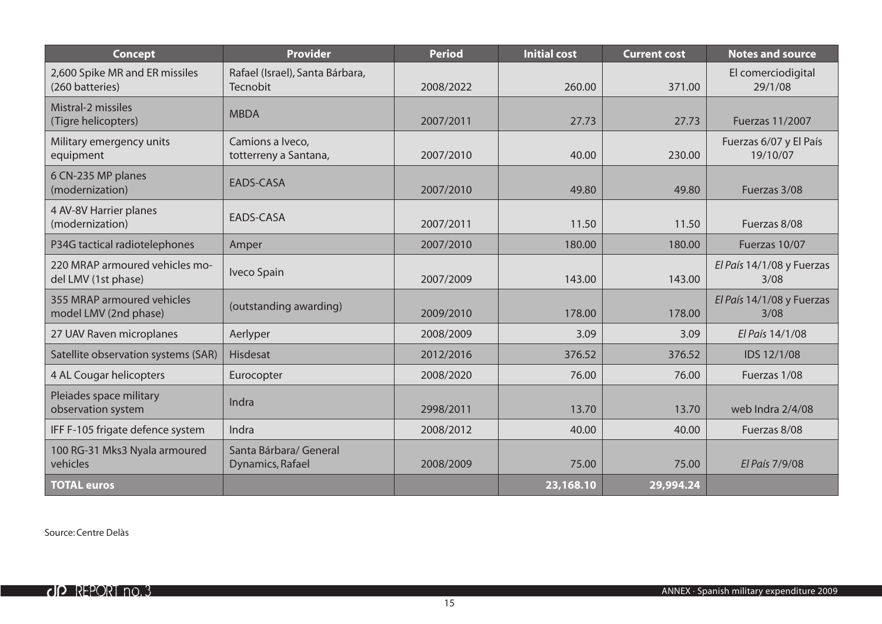| Concept | Provider | Period | Initial cost | Current cost | Notes and source |
|---|---|---|---|---|---|
| 2,600 Spike MR and ER missiles (260 batteries) | Rafael (Israel), Santa Bárbara, Tecnobit | 2008/2022 | 260.00 | 371.00 | El comerciodigital 29/1/08 |
| Mistral-2 missiles (Tigre helicopters) | MBDA | 2007/2011 | 27.73 | 27.73 | Fuerzas 11/2007 |
| Military emergency units equipment | Camions a Iveco, totterreny a Santana, | 2007/2010 | 40.00 | 230.00 | Fuerzas 6/07 y El País 19/10/07 |
| 6 CN-235 MP planes (modernization) | EADS-CASA | 2007/2010 | 49.80 | 49.80 | Fuerzas 3/08 |
| 4 AV-8V Harrier planes (modernization) | EADS-CASA | 2007/2011 | 11.50 | 11.50 | Fuerzas 8/08 |
| P34G tactical radiotelephones | Amper | 2007/2010 | 180.00 | 180.00 | Fuerzas 10/07 |
| 220 MRAP armoured vehicles model LMV (1st phase) | Iveco Spain | 2007/2009 | 143.00 | 143.00 | *El País* 14/1/08 y Fuerzas 3/08 |
| 355 MRAP armoured vehicles model LMV (2nd phase) | (outstanding awarding) | 2009/2010 | 178.00 | 178.00 | *El País* 14/1/08 y Fuerzas 3/08 |
| 27 UAV Raven microplanes | Aerlyper | 2008/2009 | 3.09 | 3.09 | *El País* 14/1/08 |
| Satellite observation systems (SAR) | Hisdesat | 2012/2016 | 376.52 | 376.52 | IDS 12/1/08 |
| 4 AL Cougar helicopters | Eurocopter | 2008/2020 | 76.00 | 76.00 | Fuerzas 1/08 |
| Pleiades space military observation system | Indra | 2998/2011 | 13.70 | 13.70 | web Indra 2/4/08 |
| IFF F-105 frigate defence system | Indra | 2008/2012 | 40.00 | 40.00 | Fuerzas 8/08 |
| 100 RG-31 Mks3 Nyala armoured vehicles | Santa Bárbara/ General Dynamics, Rafael | 2008/2009 | 75.00 | 75.00 | *El País* 7/9/08 |
| **TOTAL euros** | | | **23,168.10** | **29,994.24** | |

Source: Centre Delàs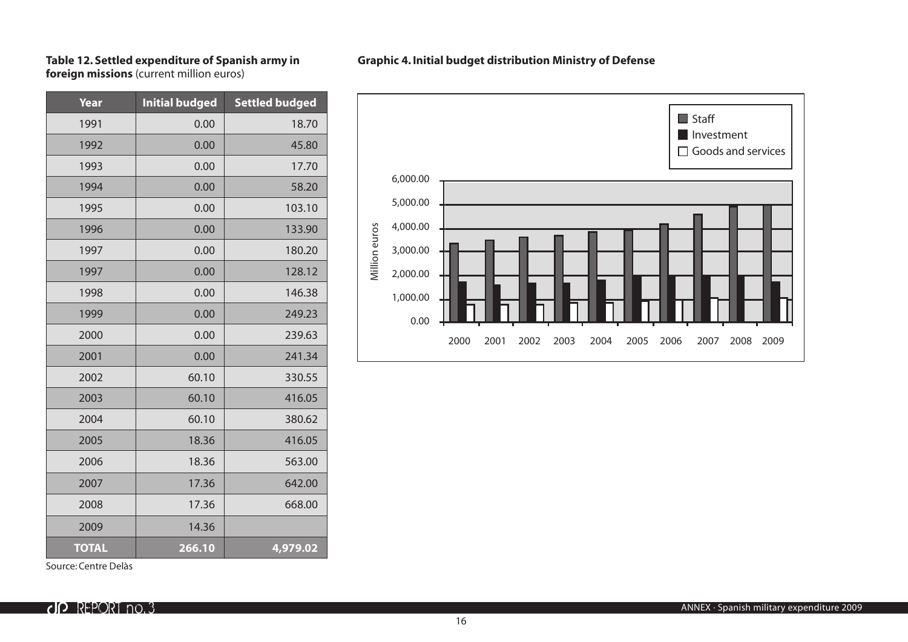**Table 12. Settled expenditure of Spanish army in foreign missions** (current million euros)

| Year | Initial budged | Settled budged |
|---|---|---|
| 1991 | 0.00 | 18.70 |
| 1992 | 0.00 | 45.80 |
| 1993 | 0.00 | 17.70 |
| 1994 | 0.00 | 58.20 |
| 1995 | 0.00 | 103.10 |
| 1996 | 0.00 | 133.90 |
| 1997 | 0.00 | 180.20 |
| 1997 | 0.00 | 128.12 |
| 1998 | 0.00 | 146.38 |
| 1999 | 0.00 | 249.23 |
| 2000 | 0.00 | 239.63 |
| 2001 | 0.00 | 241.34 |
| 2002 | 60.10 | 330.55 |
| 2003 | 60.10 | 416.05 |
| 2004 | 60.10 | 380.62 |
| 2005 | 18.36 | 416.05 |
| 2006 | 18.36 | 563.00 |
| 2007 | 17.36 | 642.00 |
| 2008 | 17.36 | 668.00 |
| 2009 | 14.36 | |
| **TOTAL** | **266.10** | **4,979.02** |

Source: Centre Delàs

**Graphic 4. Initial budget distribution Ministry of Defense**

Legend: Staff; Investment; Goods and services

Y-axis: Million euros (0.00 – 6,000.00)

X-axis: 2000, 2001, 2002, 2003, 2004, 2005, 2006, 2007, 2008, 2009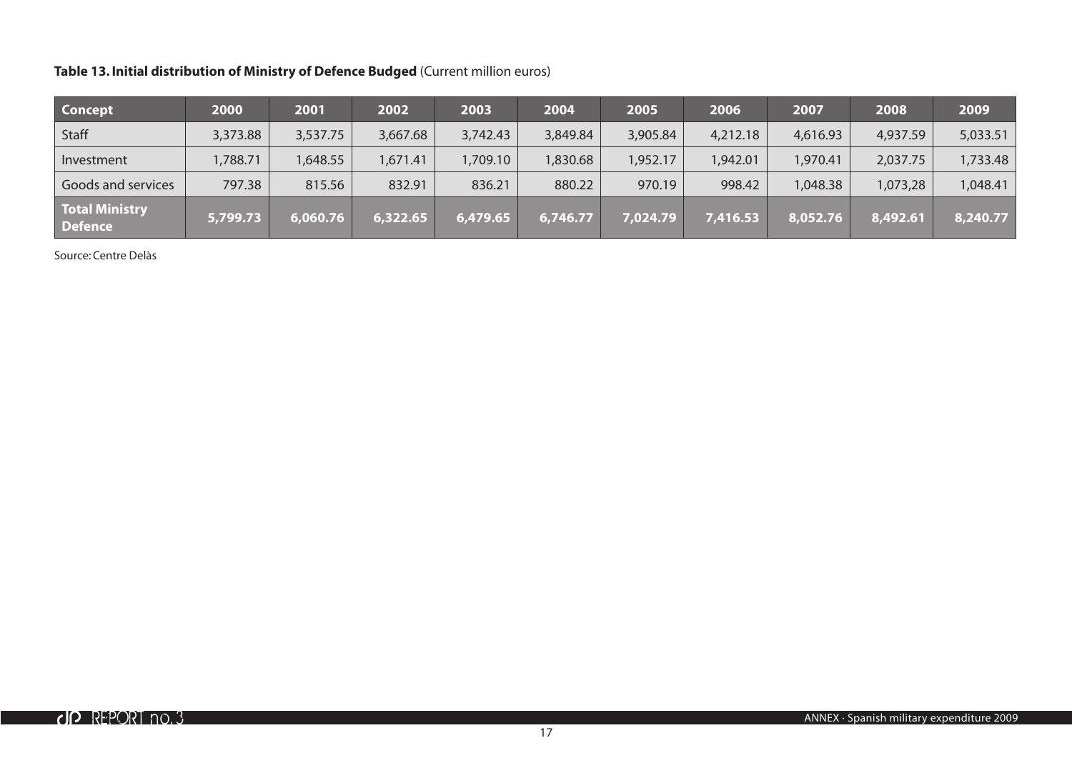**Table 13. Initial distribution of Ministry of Defence Budged** (Current million euros)

| Concept | 2000 | 2001 | 2002 | 2003 | 2004 | 2005 | 2006 | 2007 | 2008 | 2009 |
|---|---|---|---|---|---|---|---|---|---|---|
| Staff | 3,373.88 | 3,537.75 | 3,667.68 | 3,742.43 | 3,849.84 | 3,905.84 | 4,212.18 | 4,616.93 | 4,937.59 | 5,033.51 |
| Investment | 1,788.71 | 1,648.55 | 1,671.41 | 1,709.10 | 1,830.68 | 1,952.17 | 1,942.01 | 1,970.41 | 2,037.75 | 1,733.48 |
| Goods and services | 797.38 | 815.56 | 832.91 | 836.21 | 880.22 | 970.19 | 998.42 | 1,048.38 | 1,073,28 | 1,048.41 |
| **Total Ministry Defence** | **5,799.73** | **6,060.76** | **6,322.65** | **6,479.65** | **6,746.77** | **7,024.79** | **7,416.53** | **8,052.76** | **8,492.61** | **8,240.77** |

Source: Centre Delàs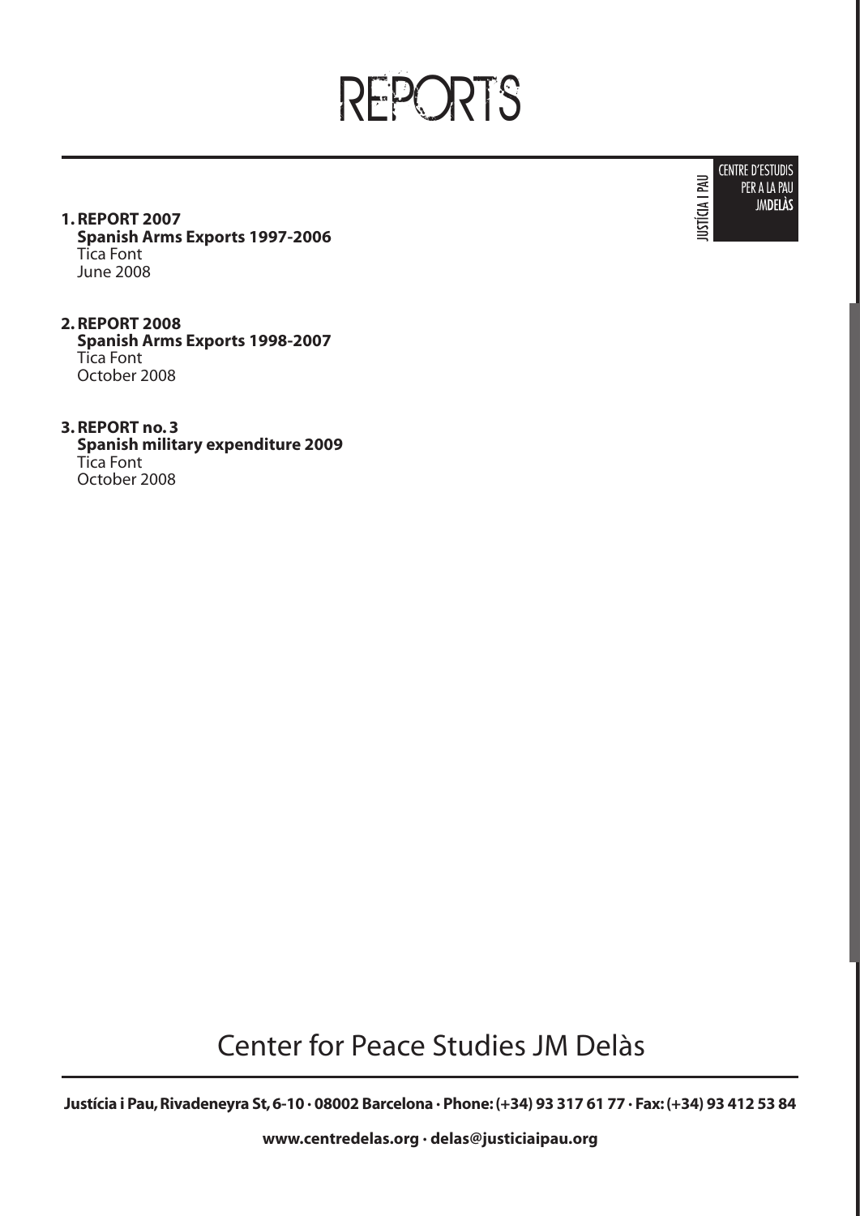# REPORTS

JUSTÍCIA I PAU

CENTRE D'ESTUDIS PER A LA PAU JMDELÀS

1. **REPORT 2007**
   **Spanish Arms Exports 1997-2006**
   Tica Font
   June 2008

2. **REPORT 2008**
   **Spanish Arms Exports 1998-2007**
   Tica Font
   October 2008

3. **REPORT no. 3**
   **Spanish military expenditure 2009**
   Tica Font
   October 2008

## Center for Peace Studies JM Delàs

**Justícia i Pau, Rivadeneyra St, 6-10 · 08002 Barcelona · Phone: (+34) 93 317 61 77 · Fax: (+34) 93 412 53 84**

**www.centredelas.org · delas@justiciaipau.org**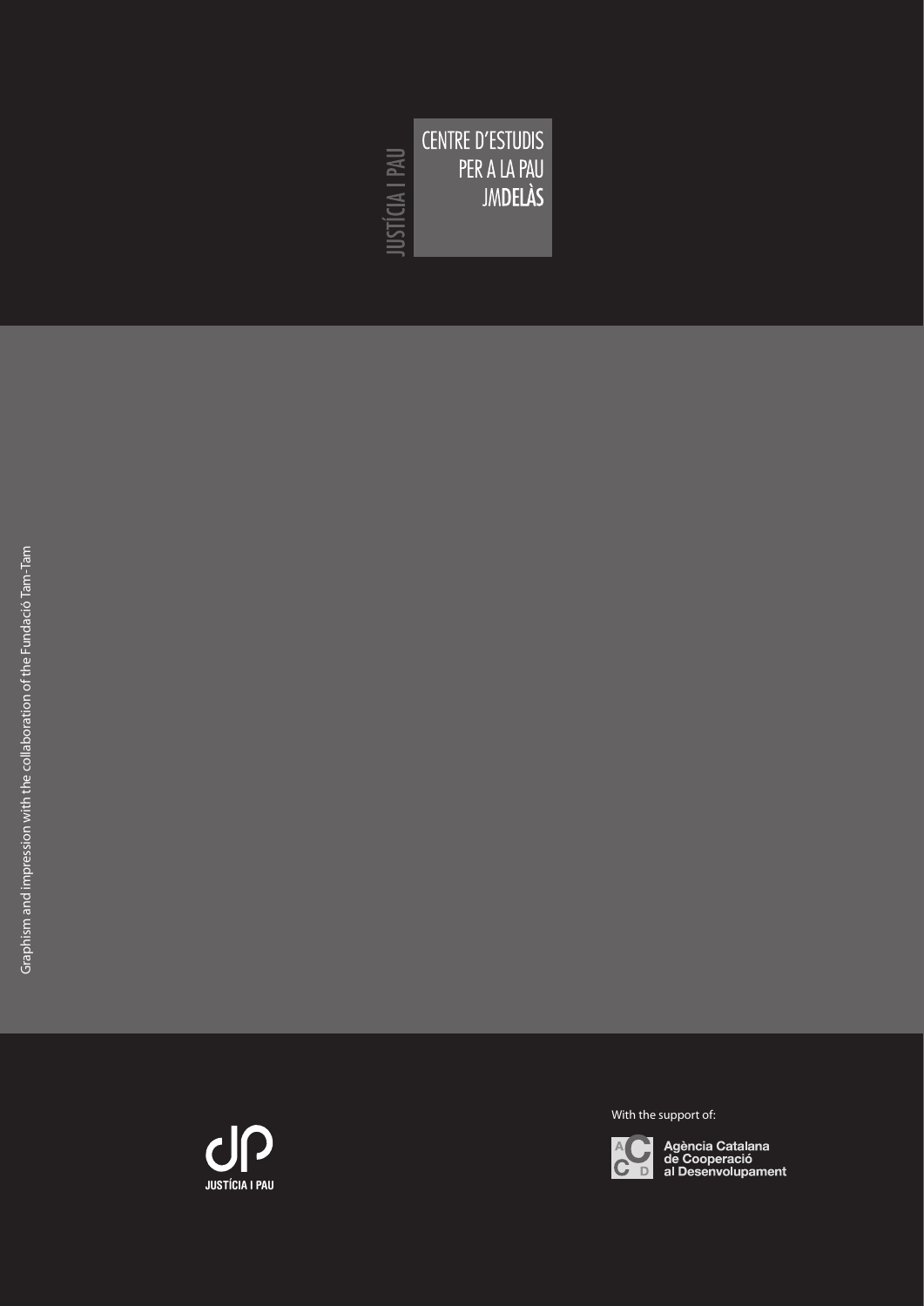JUSTÍCIA I PAU

CENTRE D'ESTUDIS PER A LA PAU JMDELÀS

Graphism and impression with the collaboration of the Fundació Tam-Tam

JUSTÍCIA I PAU

With the support of:

Agència Catalana de Cooperació al Desenvolupament